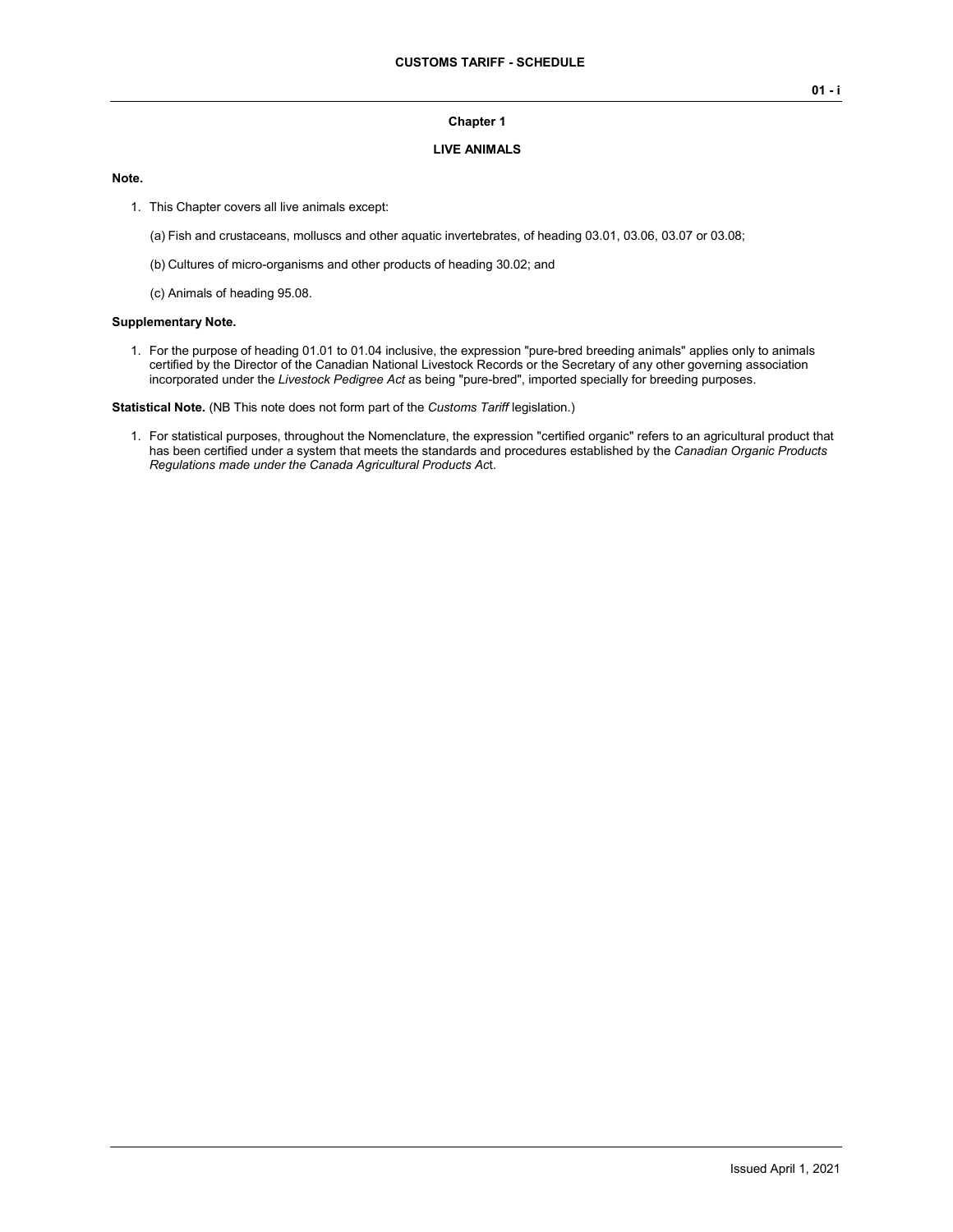# Chapter 1

## LIVE ANIMALS

**Note.**

1. This Chapter covers all live animals except:

   (a) Fish and crustaceans, molluscs and other aquatic invertebrates, of heading 03.01, 03.06, 03.07 or 03.08;

   (b) Cultures of micro-organisms and other products of heading 30.02; and

   (c) Animals of heading 95.08.

**Supplementary Note.**

1. For the purpose of heading 01.01 to 01.04 inclusive, the expression "pure-bred breeding animals" applies only to animals certified by the Director of the Canadian National Livestock Records or the Secretary of any other governing association incorporated under the *Livestock Pedigree Act* as being "pure-bred", imported specially for breeding purposes.

**Statistical Note.** (NB This note does not form part of the *Customs Tariff* legislation.)

1. For statistical purposes, throughout the Nomenclature, the expression "certified organic" refers to an agricultural product that has been certified under a system that meets the standards and procedures established by the *Canadian Organic Products Regulations made under the Canada Agricultural Products Ac*t.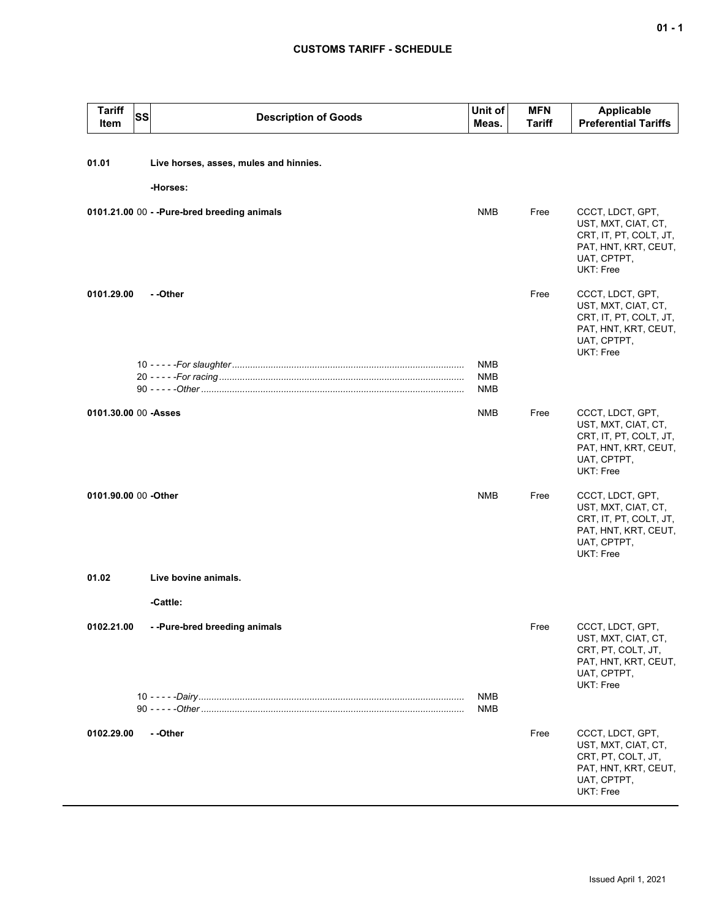## CUSTOMS TARIFF - SCHEDULE

| Tariff Item | SS | Description of Goods | Unit of Meas. | MFN Tariff | Applicable Preferential Tariffs |
|---|---|---|---|---|---|
| **01.01** | | **Live horses, asses, mules and hinnies.** | | | |
| | | **-Horses:** | | | |
| **0101.21.00** | 00 | **- -Pure-bred breeding animals** | NMB | Free | CCCT, LDCT, GPT, UST, MXT, CIAT, CT, CRT, IT, PT, COLT, JT, PAT, HNT, KRT, CEUT, UAT, CPTPT, UKT: Free |
| **0101.29.00** | | **- -Other** | | Free | CCCT, LDCT, GPT, UST, MXT, CIAT, CT, CRT, IT, PT, COLT, JT, PAT, HNT, KRT, CEUT, UAT, CPTPT, UKT: Free |
| | 10 | - - - - -*For slaughter* | NMB | | |
| | 20 | - - - - -*For racing* | NMB | | |
| | 90 | - - - - -*Other* | NMB | | |
| **0101.30.00** | 00 | **-Asses** | NMB | Free | CCCT, LDCT, GPT, UST, MXT, CIAT, CT, CRT, IT, PT, COLT, JT, PAT, HNT, KRT, CEUT, UAT, CPTPT, UKT: Free |
| **0101.90.00** | 00 | **-Other** | NMB | Free | CCCT, LDCT, GPT, UST, MXT, CIAT, CT, CRT, IT, PT, COLT, JT, PAT, HNT, KRT, CEUT, UAT, CPTPT, UKT: Free |
| **01.02** | | **Live bovine animals.** | | | |
| | | **-Cattle:** | | | |
| **0102.21.00** | | **- -Pure-bred breeding animals** | | Free | CCCT, LDCT, GPT, UST, MXT, CIAT, CT, CRT, PT, COLT, JT, PAT, HNT, KRT, CEUT, UAT, CPTPT, UKT: Free |
| | 10 | - - - - -*Dairy* | NMB | | |
| | 90 | - - - - -*Other* | NMB | | |
| **0102.29.00** | | **- -Other** | | Free | CCCT, LDCT, GPT, UST, MXT, CIAT, CT, CRT, PT, COLT, JT, PAT, HNT, KRT, CEUT, UAT, CPTPT, UKT: Free |

Issued April 1, 2021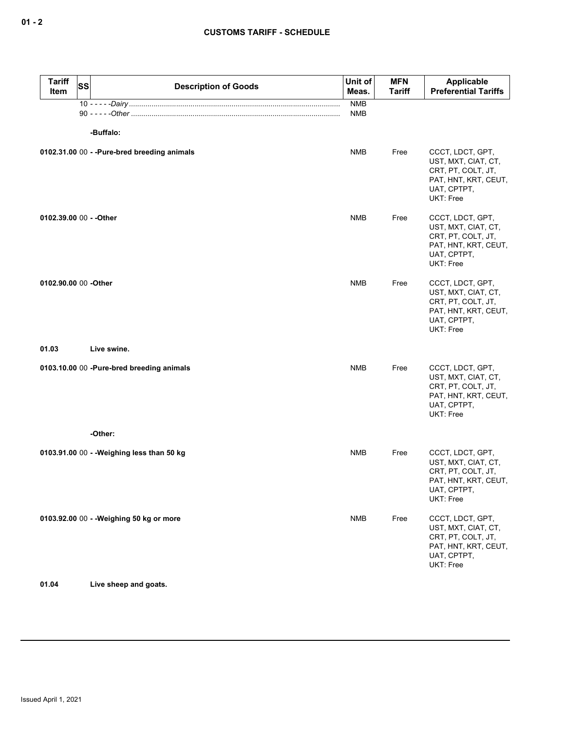## CUSTOMS TARIFF - SCHEDULE

| Tariff Item | SS | Description of Goods | Unit of Meas. | MFN Tariff | Applicable Preferential Tariffs |
|---|---|---|---|---|---|
| | 10 | - - - - -*Dairy* | NMB | | |
| | 90 | - - - - -*Other* | NMB | | |
| | | **-Buffalo:** | | | |
| **0102.31.00** | 00 | **- -Pure-bred breeding animals** | NMB | Free | CCCT, LDCT, GPT, UST, MXT, CIAT, CT, CRT, PT, COLT, JT, PAT, HNT, KRT, CEUT, UAT, CPTPT, UKT: Free |
| **0102.39.00** | 00 | **- -Other** | NMB | Free | CCCT, LDCT, GPT, UST, MXT, CIAT, CT, CRT, PT, COLT, JT, PAT, HNT, KRT, CEUT, UAT, CPTPT, UKT: Free |
| **0102.90.00** | 00 | **-Other** | NMB | Free | CCCT, LDCT, GPT, UST, MXT, CIAT, CT, CRT, PT, COLT, JT, PAT, HNT, KRT, CEUT, UAT, CPTPT, UKT: Free |
| **01.03** | | **Live swine.** | | | |
| **0103.10.00** | 00 | **-Pure-bred breeding animals** | NMB | Free | CCCT, LDCT, GPT, UST, MXT, CIAT, CT, CRT, PT, COLT, JT, PAT, HNT, KRT, CEUT, UAT, CPTPT, UKT: Free |
| | | **-Other:** | | | |
| **0103.91.00** | 00 | **- -Weighing less than 50 kg** | NMB | Free | CCCT, LDCT, GPT, UST, MXT, CIAT, CT, CRT, PT, COLT, JT, PAT, HNT, KRT, CEUT, UAT, CPTPT, UKT: Free |
| **0103.92.00** | 00 | **- -Weighing 50 kg or more** | NMB | Free | CCCT, LDCT, GPT, UST, MXT, CIAT, CT, CRT, PT, COLT, JT, PAT, HNT, KRT, CEUT, UAT, CPTPT, UKT: Free |
| **01.04** | | **Live sheep and goats.** | | | |

Issued April 1, 2021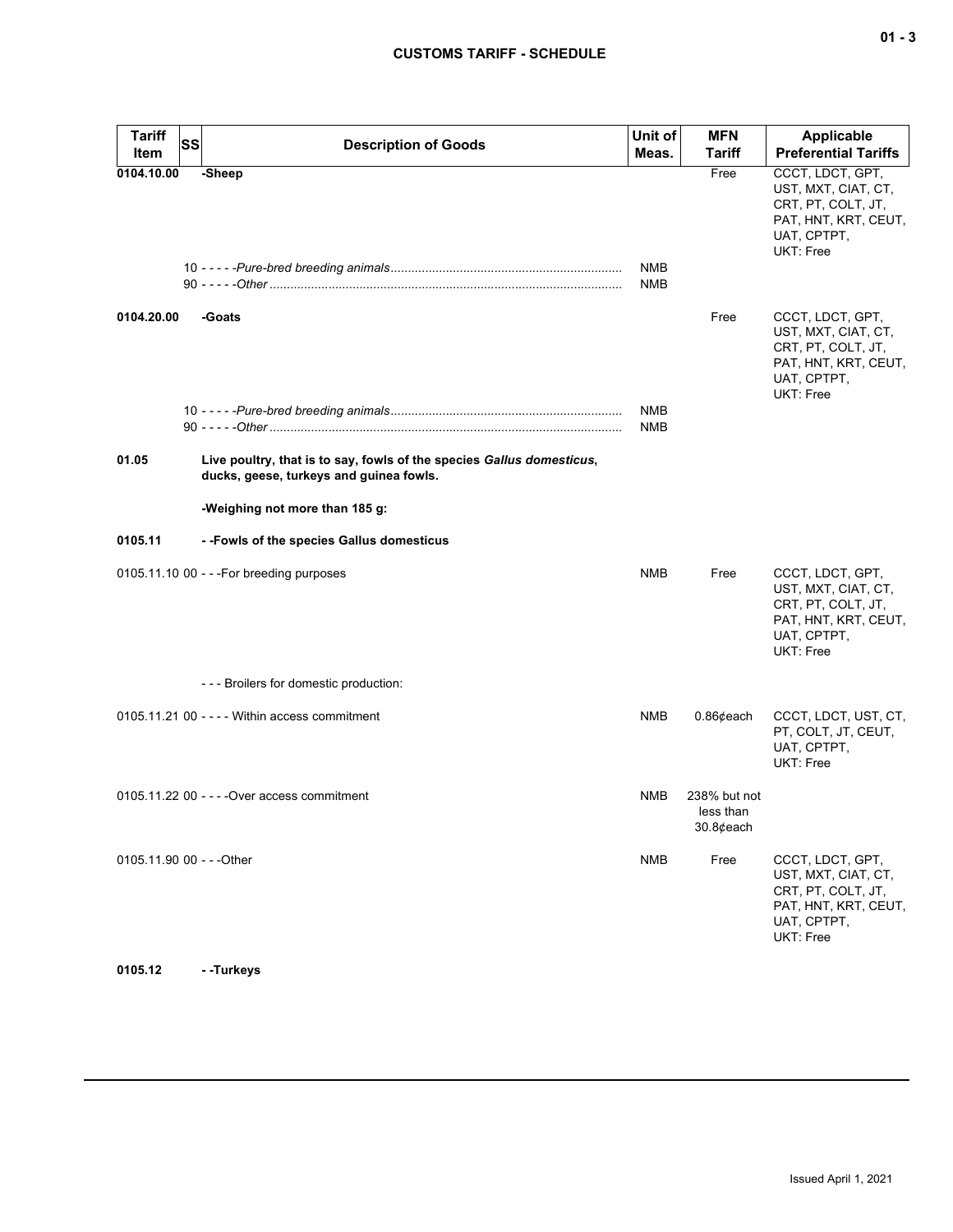| Tariff Item | SS | Description of Goods | Unit of Meas. | MFN Tariff | Applicable Preferential Tariffs |
|---|---|---|---|---|---|
| **0104.10.00** | | **-Sheep** | | Free | CCCT, LDCT, GPT, UST, MXT, CIAT, CT, CRT, PT, COLT, JT, PAT, HNT, KRT, CEUT, UAT, CPTPT, UKT: Free |
| | | 10 - - - - -*Pure-bred breeding animals* | NMB | | |
| | | 90 - - - - -*Other* | NMB | | |
| **0104.20.00** | | **-Goats** | | Free | CCCT, LDCT, GPT, UST, MXT, CIAT, CT, CRT, PT, COLT, JT, PAT, HNT, KRT, CEUT, UAT, CPTPT, UKT: Free |
| | | 10 - - - - -*Pure-bred breeding animals* | NMB | | |
| | | 90 - - - - -*Other* | NMB | | |
| **01.05** | | **Live poultry, that is to say, fowls of the species *Gallus domesticus*, ducks, geese, turkeys and guinea fowls.** | | | |
| | | **-Weighing not more than 185 g:** | | | |
| **0105.11** | | **- -Fowls of the species Gallus domesticus** | | | |
| 0105.11.10 | 00 | - - -For breeding purposes | NMB | Free | CCCT, LDCT, GPT, UST, MXT, CIAT, CT, CRT, PT, COLT, JT, PAT, HNT, KRT, CEUT, UAT, CPTPT, UKT: Free |
| | | - - - Broilers for domestic production: | | | |
| 0105.11.21 | 00 | - - - - Within access commitment | NMB | 0.86¢each | CCCT, LDCT, UST, CT, PT, COLT, JT, CEUT, UAT, CPTPT, UKT: Free |
| 0105.11.22 | 00 | - - - -Over access commitment | NMB | 238% but not less than 30.8¢each | |
| 0105.11.90 | 00 | - - -Other | NMB | Free | CCCT, LDCT, GPT, UST, MXT, CIAT, CT, CRT, PT, COLT, JT, PAT, HNT, KRT, CEUT, UAT, CPTPT, UKT: Free |
| **0105.12** | | **- -Turkeys** | | | |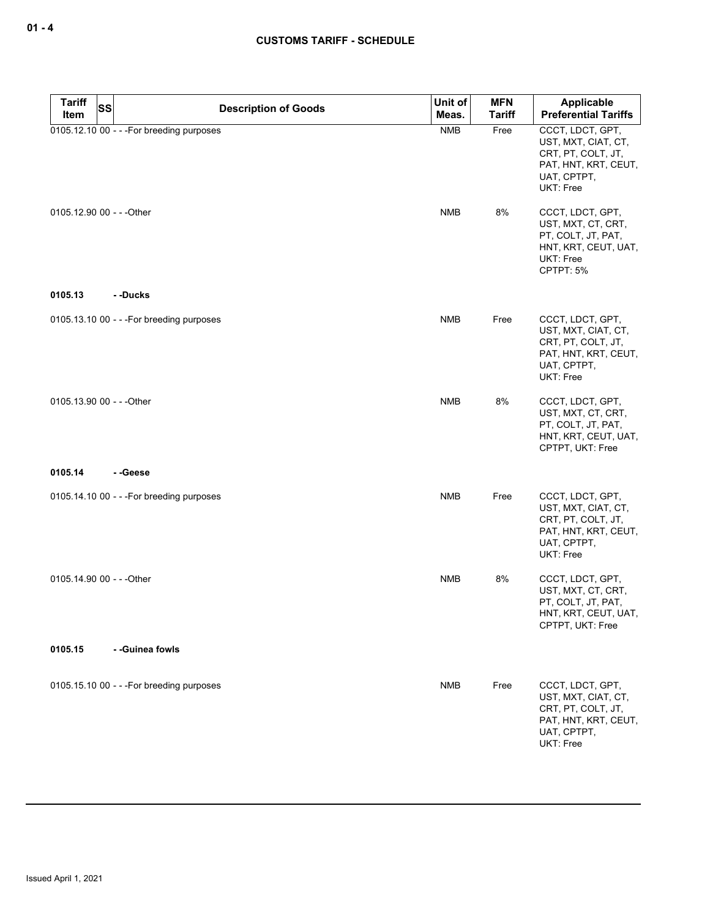| Tariff Item | SS | Description of Goods | Unit of Meas. | MFN Tariff | Applicable Preferential Tariffs |
|---|---|---|---|---|---|
| 0105.12.10 | 00 | - - -For breeding purposes | NMB | Free | CCCT, LDCT, GPT, UST, MXT, CIAT, CT, CRT, PT, COLT, JT, PAT, HNT, KRT, CEUT, UAT, CPTPT, UKT: Free |
| 0105.12.90 | 00 | - - -Other | NMB | 8% | CCCT, LDCT, GPT, UST, MXT, CT, CRT, PT, COLT, JT, PAT, HNT, KRT, CEUT, UAT, UKT: Free<br>CPTPT: 5% |
| **0105.13** | | **- -Ducks** | | | |
| 0105.13.10 | 00 | - - -For breeding purposes | NMB | Free | CCCT, LDCT, GPT, UST, MXT, CIAT, CT, CRT, PT, COLT, JT, PAT, HNT, KRT, CEUT, UAT, CPTPT, UKT: Free |
| 0105.13.90 | 00 | - - -Other | NMB | 8% | CCCT, LDCT, GPT, UST, MXT, CT, CRT, PT, COLT, JT, PAT, HNT, KRT, CEUT, UAT, CPTPT, UKT: Free |
| **0105.14** | | **- -Geese** | | | |
| 0105.14.10 | 00 | - - -For breeding purposes | NMB | Free | CCCT, LDCT, GPT, UST, MXT, CIAT, CT, CRT, PT, COLT, JT, PAT, HNT, KRT, CEUT, UAT, CPTPT, UKT: Free |
| 0105.14.90 | 00 | - - -Other | NMB | 8% | CCCT, LDCT, GPT, UST, MXT, CT, CRT, PT, COLT, JT, PAT, HNT, KRT, CEUT, UAT, CPTPT, UKT: Free |
| **0105.15** | | **- -Guinea fowls** | | | |
| 0105.15.10 | 00 | - - -For breeding purposes | NMB | Free | CCCT, LDCT, GPT, UST, MXT, CIAT, CT, CRT, PT, COLT, JT, PAT, HNT, KRT, CEUT, UAT, CPTPT, UKT: Free |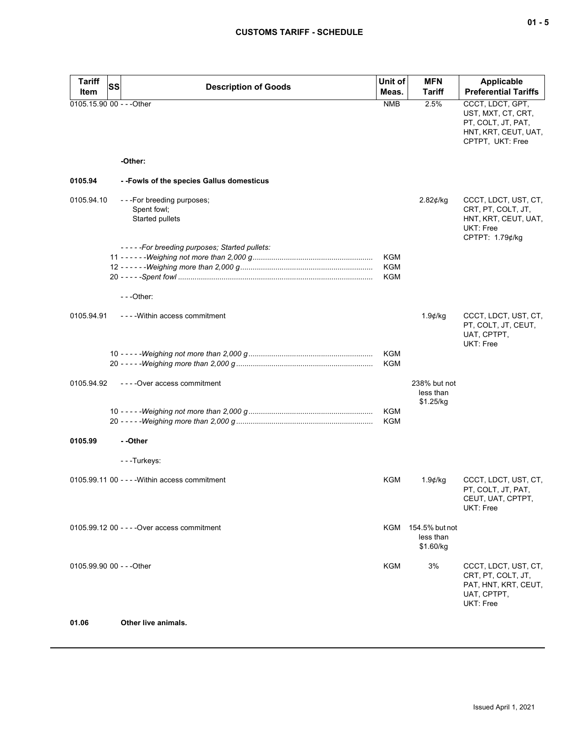| Tariff Item | SS | Description of Goods | Unit of Meas. | MFN Tariff | Applicable Preferential Tariffs |
|---|---|---|---|---|---|
| 0105.15.90 | 00 | - - -Other | NMB | 2.5% | CCCT, LDCT, GPT, UST, MXT, CT, CRT, PT, COLT, JT, PAT, HNT, KRT, CEUT, UAT, CPTPT, UKT: Free |
| | | **-Other:** | | | |
| **0105.94** | | **- -Fowls of the species Gallus domesticus** | | | |
| 0105.94.10 | | - - -For breeding purposes; Spent fowl; Started pullets | | 2.82¢/kg | CCCT, LDCT, UST, CT, CRT, PT, COLT, JT, HNT, KRT, CEUT, UAT, UKT: Free CPTPT: 1.79¢/kg |
| | | - - - - -*For breeding purposes; Started pullets:* | | | |
| | 11 | - - - - - -*Weighing not more than 2,000 g* | KGM | | |
| | 12 | - - - - - -*Weighing more than 2,000 g* | KGM | | |
| | 20 | - - - - -*Spent fowl* | KGM | | |
| | | - - -Other: | | | |
| 0105.94.91 | | - - - -Within access commitment | | 1.9¢/kg | CCCT, LDCT, UST, CT, PT, COLT, JT, CEUT, UAT, CPTPT, UKT: Free |
| | 10 | - - - - -*Weighing not more than 2,000 g* | KGM | | |
| | 20 | - - - - -*Weighing more than 2,000 g* | KGM | | |
| 0105.94.92 | | - - - -Over access commitment | | 238% but not less than $1.25/kg | |
| | 10 | - - - - -*Weighing not more than 2,000 g* | KGM | | |
| | 20 | - - - - -*Weighing more than 2,000 g* | KGM | | |
| **0105.99** | | **- -Other** | | | |
| | | - - -Turkeys: | | | |
| 0105.99.11 | 00 | - - - -Within access commitment | KGM | 1.9¢/kg | CCCT, LDCT, UST, CT, PT, COLT, JT, PAT, CEUT, UAT, CPTPT, UKT: Free |
| 0105.99.12 | 00 | - - - -Over access commitment | KGM | 154.5% but not less than $1.60/kg | |
| 0105.99.90 | 00 | - - -Other | KGM | 3% | CCCT, LDCT, UST, CT, CRT, PT, COLT, JT, PAT, HNT, KRT, CEUT, UAT, CPTPT, UKT: Free |
| **01.06** | | **Other live animals.** | | | |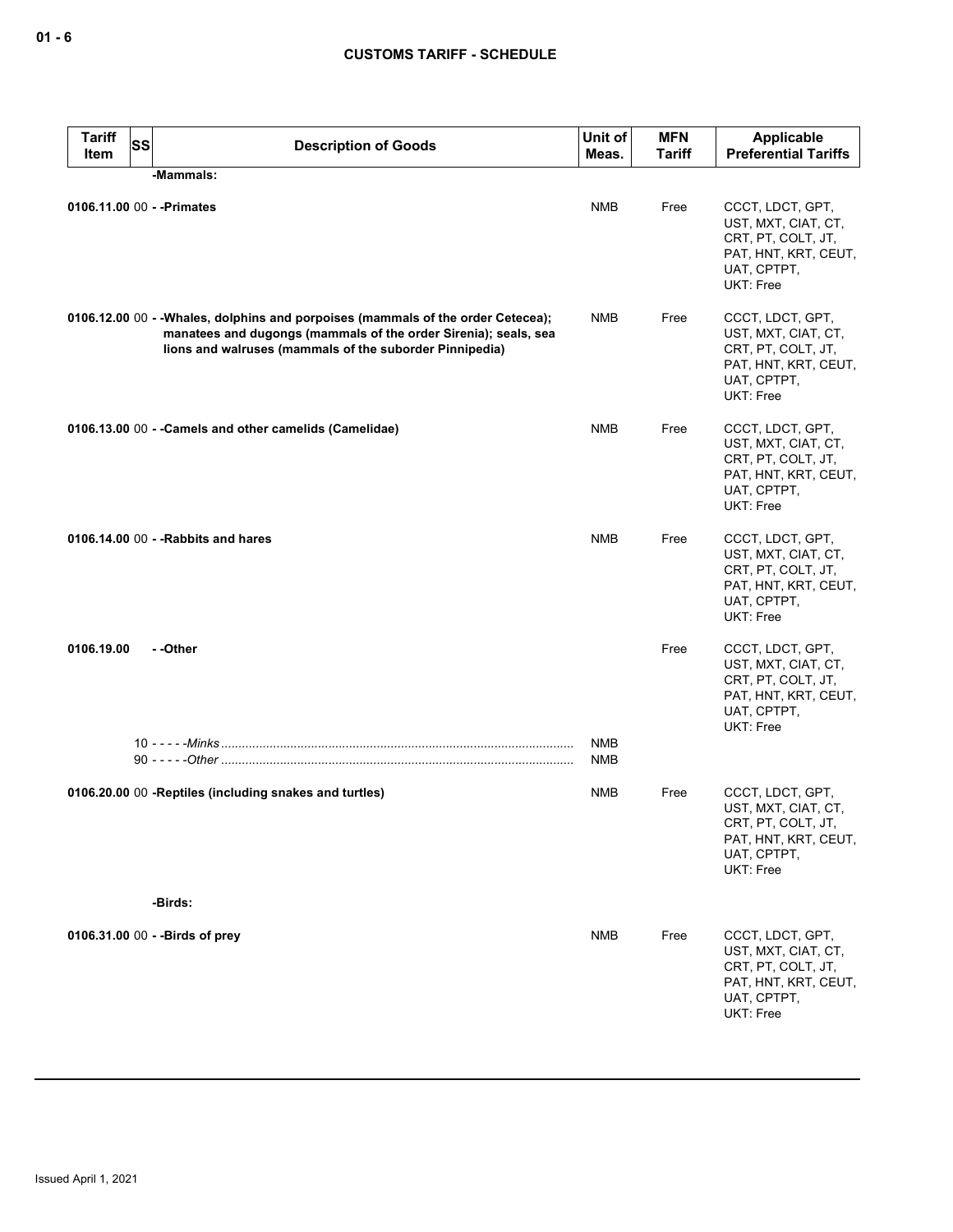| Tariff Item | SS | Description of Goods | Unit of Meas. | MFN Tariff | Applicable Preferential Tariffs |
|---|---|---|---|---|---|
| | | **-Mammals:** | | | |
| **0106.11.00** | 00 | **- -Primates** | NMB | Free | CCCT, LDCT, GPT, UST, MXT, CIAT, CT, CRT, PT, COLT, JT, PAT, HNT, KRT, CEUT, UAT, CPTPT, UKT: Free |
| **0106.12.00** | 00 | **- -Whales, dolphins and porpoises (mammals of the order Cetecea); manatees and dugongs (mammals of the order Sirenia); seals, sea lions and walruses (mammals of the suborder Pinnipedia)** | NMB | Free | CCCT, LDCT, GPT, UST, MXT, CIAT, CT, CRT, PT, COLT, JT, PAT, HNT, KRT, CEUT, UAT, CPTPT, UKT: Free |
| **0106.13.00** | 00 | **- -Camels and other camelids (Camelidae)** | NMB | Free | CCCT, LDCT, GPT, UST, MXT, CIAT, CT, CRT, PT, COLT, JT, PAT, HNT, KRT, CEUT, UAT, CPTPT, UKT: Free |
| **0106.14.00** | 00 | **- -Rabbits and hares** | NMB | Free | CCCT, LDCT, GPT, UST, MXT, CIAT, CT, CRT, PT, COLT, JT, PAT, HNT, KRT, CEUT, UAT, CPTPT, UKT: Free |
| **0106.19.00** | | **- -Other** | | Free | CCCT, LDCT, GPT, UST, MXT, CIAT, CT, CRT, PT, COLT, JT, PAT, HNT, KRT, CEUT, UAT, CPTPT, UKT: Free |
| | 10 | - - - - -*Minks* | NMB | | |
| | 90 | - - - - -*Other* | NMB | | |
| **0106.20.00** | 00 | **-Reptiles (including snakes and turtles)** | NMB | Free | CCCT, LDCT, GPT, UST, MXT, CIAT, CT, CRT, PT, COLT, JT, PAT, HNT, KRT, CEUT, UAT, CPTPT, UKT: Free |
| | | **-Birds:** | | | |
| **0106.31.00** | 00 | **- -Birds of prey** | NMB | Free | CCCT, LDCT, GPT, UST, MXT, CIAT, CT, CRT, PT, COLT, JT, PAT, HNT, KRT, CEUT, UAT, CPTPT, UKT: Free |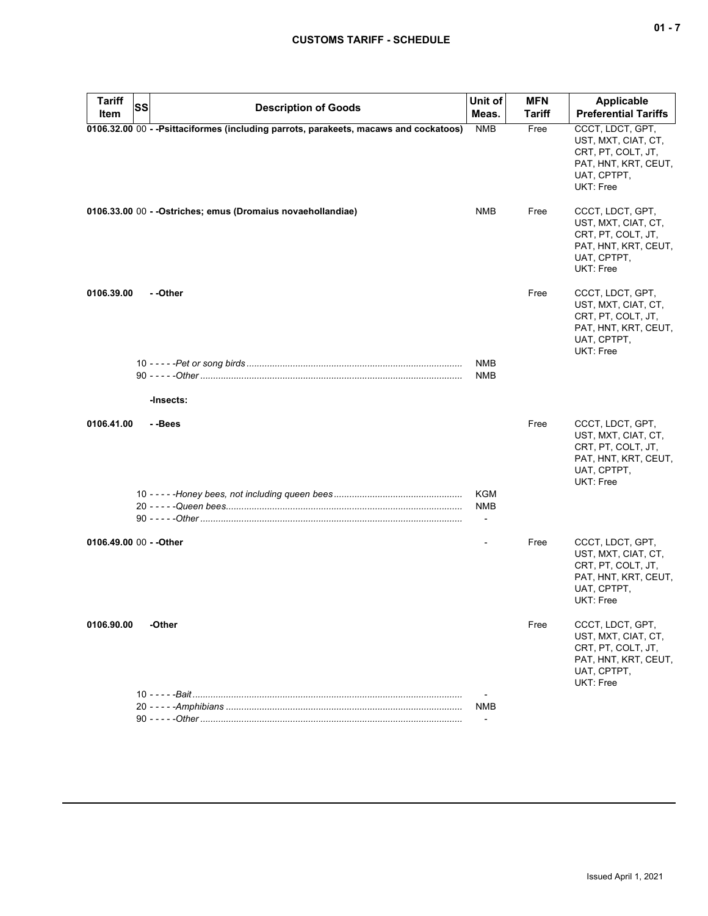| Tariff Item | SS | Description of Goods | Unit of Meas. | MFN Tariff | Applicable Preferential Tariffs |
|---|---|---|---|---|---|
| **0106.32.00** | 00 | **- -Psittaciformes (including parrots, parakeets, macaws and cockatoos)** | NMB | Free | CCCT, LDCT, GPT, UST, MXT, CIAT, CT, CRT, PT, COLT, JT, PAT, HNT, KRT, CEUT, UAT, CPTPT, UKT: Free |
| **0106.33.00** | 00 | **- -Ostriches; emus (Dromaius novaehollandiae)** | NMB | Free | CCCT, LDCT, GPT, UST, MXT, CIAT, CT, CRT, PT, COLT, JT, PAT, HNT, KRT, CEUT, UAT, CPTPT, UKT: Free |
| **0106.39.00** | | **- -Other** | | Free | CCCT, LDCT, GPT, UST, MXT, CIAT, CT, CRT, PT, COLT, JT, PAT, HNT, KRT, CEUT, UAT, CPTPT, UKT: Free |
| | 10 | - - - - -*Pet or song birds* | NMB | | |
| | 90 | - - - - -*Other* | NMB | | |
| | | **-Insects:** | | | |
| **0106.41.00** | | **- -Bees** | | Free | CCCT, LDCT, GPT, UST, MXT, CIAT, CT, CRT, PT, COLT, JT, PAT, HNT, KRT, CEUT, UAT, CPTPT, UKT: Free |
| | 10 | - - - - -*Honey bees, not including queen bees* | KGM | | |
| | 20 | - - - - -*Queen bees* | NMB | | |
| | 90 | - - - - -*Other* | - | | |
| **0106.49.00** | 00 | **- -Other** | - | Free | CCCT, LDCT, GPT, UST, MXT, CIAT, CT, CRT, PT, COLT, JT, PAT, HNT, KRT, CEUT, UAT, CPTPT, UKT: Free |
| **0106.90.00** | | **-Other** | | Free | CCCT, LDCT, GPT, UST, MXT, CIAT, CT, CRT, PT, COLT, JT, PAT, HNT, KRT, CEUT, UAT, CPTPT, UKT: Free |
| | 10 | - - - - -*Bait* | - | | |
| | 20 | - - - - -*Amphibians* | NMB | | |
| | 90 | - - - - -*Other* | - | | |